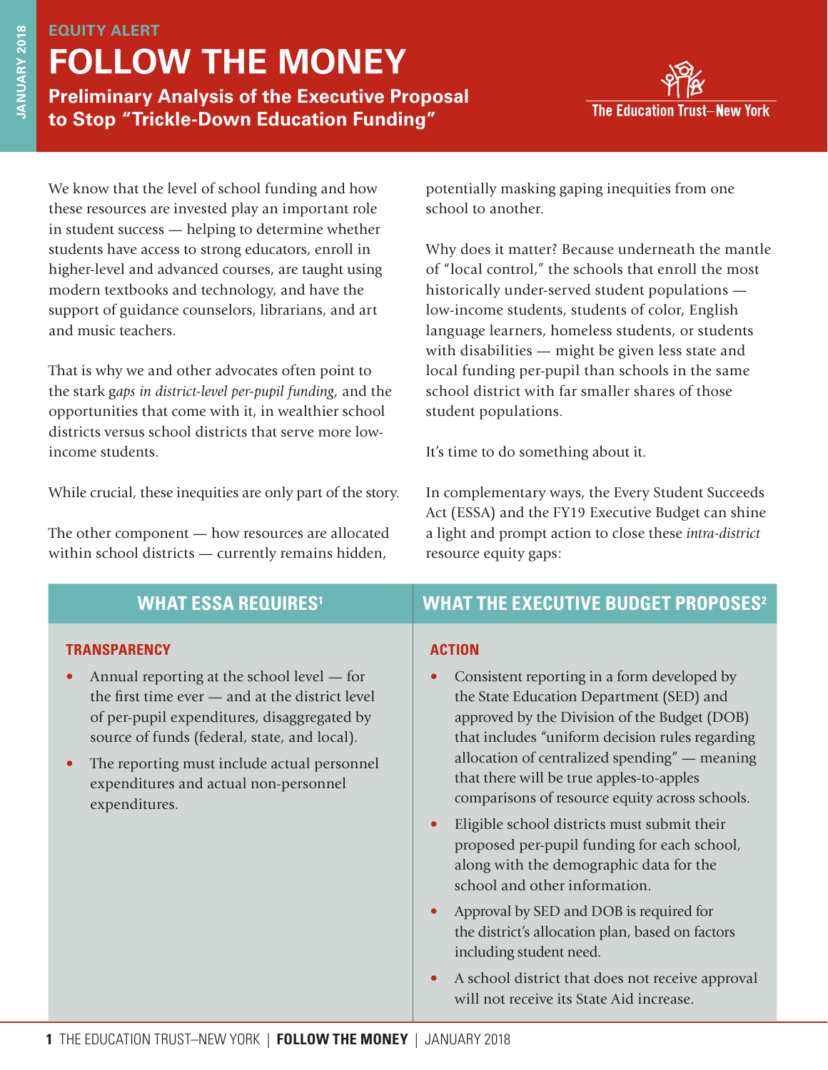EQUITY ALERT

# FOLLOW THE MONEY

## Preliminary Analysis of the Executive Proposal to Stop "Trickle-Down Education Funding"

The Education Trust–New York

We know that the level of school funding and how these resources are invested play an important role in student success — helping to determine whether students have access to strong educators, enroll in higher-level and advanced courses, are taught using modern textbooks and technology, and have the support of guidance counselors, librarians, and art and music teachers.

That is why we and other advocates often point to the stark g*aps in district-level per-pupil funding*, and the opportunities that come with it, in wealthier school districts versus school districts that serve more low-income students.

While crucial, these inequities are only part of the story.

The other component — how resources are allocated within school districts — currently remains hidden, potentially masking gaping inequities from one school to another.

Why does it matter? Because underneath the mantle of "local control," the schools that enroll the most historically under-served student populations — low-income students, students of color, English language learners, homeless students, or students with disabilities — might be given less state and local funding per-pupil than schools in the same school district with far smaller shares of those student populations.

It's time to do something about it.

In complementary ways, the Every Student Succeeds Act (ESSA) and the FY19 Executive Budget can shine a light and prompt action to close these *intra-district* resource equity gaps:

| WHAT ESSA REQUIRES[1] | WHAT THE EXECUTIVE BUDGET PROPOSES[2] |
|---|---|
| **TRANSPARENCY** | **ACTION** |
| • Annual reporting at the school level — for the first time ever — and at the district level of per-pupil expenditures, disaggregated by source of funds (federal, state, and local).<br>• The reporting must include actual personnel expenditures and actual non-personnel expenditures. | • Consistent reporting in a form developed by the State Education Department (SED) and approved by the Division of the Budget (DOB) that includes "uniform decision rules regarding allocation of centralized spending" — meaning that there will be true apples-to-apples comparisons of resource equity across schools.<br>• Eligible school districts must submit their proposed per-pupil funding for each school, along with the demographic data for the school and other information.<br>• Approval by SED and DOB is required for the district's allocation plan, based on factors including student need.<br>• A school district that does not receive approval will not receive its State Aid increase. |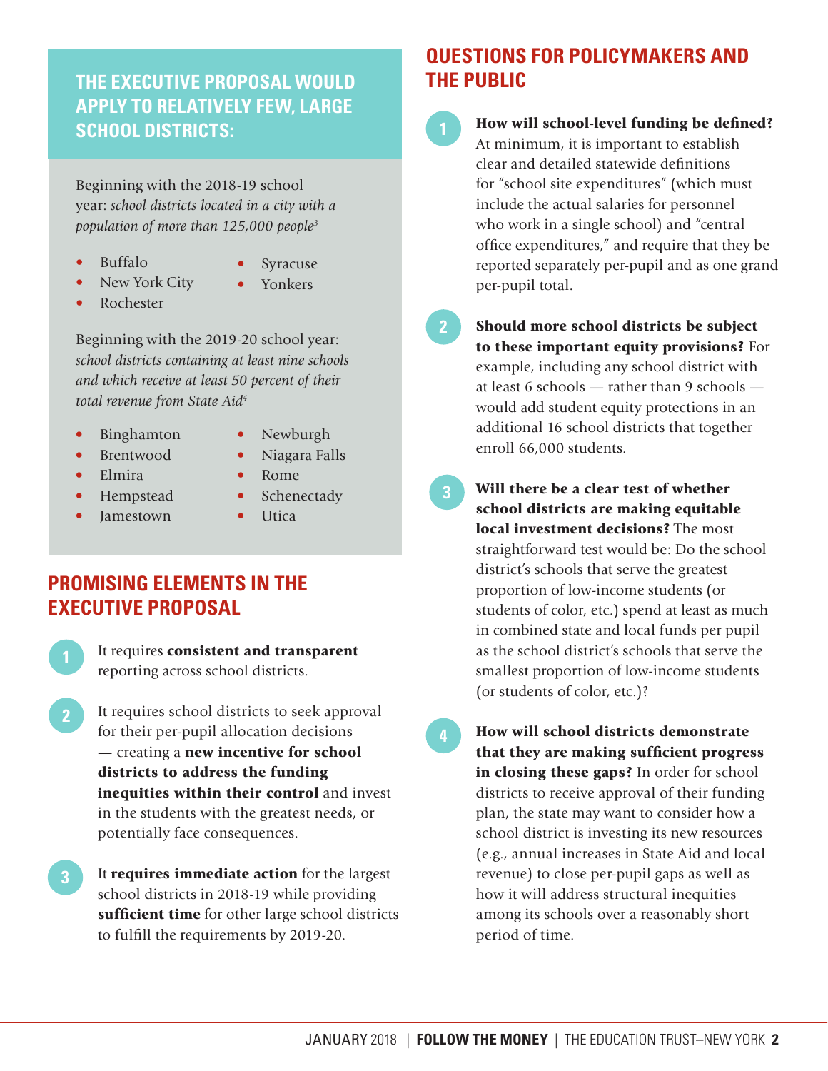## THE EXECUTIVE PROPOSAL WOULD APPLY TO RELATIVELY FEW, LARGE SCHOOL DISTRICTS:

Beginning with the 2018-19 school year: *school districts located in a city with a population of more than 125,000 people*[3]

- Buffalo
- New York City
- Rochester
- Syracuse
- Yonkers

Beginning with the 2019-20 school year: *school districts containing at least nine schools and which receive at least 50 percent of their total revenue from State Aid*[4]

- Binghamton
- Brentwood
- Elmira
- Hempstead
- Jamestown
- Newburgh
- Niagara Falls
- Rome
- Schenectady
- Utica

## PROMISING ELEMENTS IN THE EXECUTIVE PROPOSAL

1. It requires **consistent and transparent** reporting across school districts.

2. It requires school districts to seek approval for their per-pupil allocation decisions — creating a **new incentive for school districts to address the funding inequities within their control** and invest in the students with the greatest needs, or potentially face consequences.

3. It **requires immediate action** for the largest school districts in 2018-19 while providing **sufficient time** for other large school districts to fulfill the requirements by 2019-20.

## QUESTIONS FOR POLICYMAKERS AND THE PUBLIC

1. **How will school-level funding be defined?** At minimum, it is important to establish clear and detailed statewide definitions for "school site expenditures" (which must include the actual salaries for personnel who work in a single school) and "central office expenditures," and require that they be reported separately per-pupil and as one grand per-pupil total.

2. **Should more school districts be subject to these important equity provisions?** For example, including any school district with at least 6 schools — rather than 9 schools — would add student equity protections in an additional 16 school districts that together enroll 66,000 students.

3. **Will there be a clear test of whether school districts are making equitable local investment decisions?** The most straightforward test would be: Do the school district's schools that serve the greatest proportion of low-income students (or students of color, etc.) spend at least as much in combined state and local funds per pupil as the school district's schools that serve the smallest proportion of low-income students (or students of color, etc.)?

4. **How will school districts demonstrate that they are making sufficient progress in closing these gaps?** In order for school districts to receive approval of their funding plan, the state may want to consider how a school district is investing its new resources (e.g., annual increases in State Aid and local revenue) to close per-pupil gaps as well as how it will address structural inequities among its schools over a reasonably short period of time.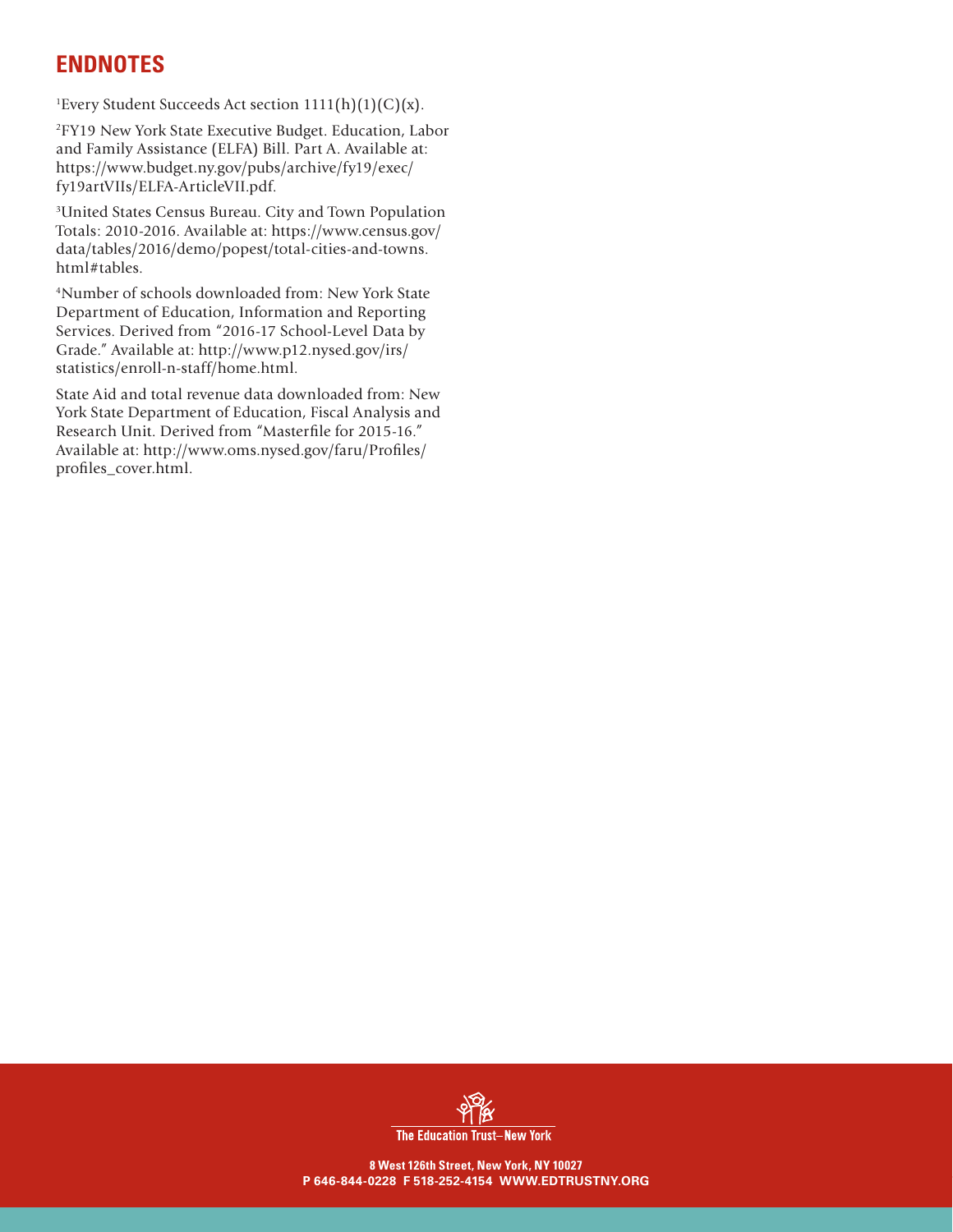## ENDNOTES

[1]Every Student Succeeds Act section 1111(h)(1)(C)(x).

[2]FY19 New York State Executive Budget. Education, Labor and Family Assistance (ELFA) Bill. Part A. Available at: https://www.budget.ny.gov/pubs/archive/fy19/exec/fy19artVIIs/ELFA-ArticleVII.pdf.

[3]United States Census Bureau. City and Town Population Totals: 2010-2016. Available at: https://www.census.gov/data/tables/2016/demo/popest/total-cities-and-towns.html#tables.

[4]Number of schools downloaded from: New York State Department of Education, Information and Reporting Services. Derived from "2016-17 School-Level Data by Grade." Available at: http://www.p12.nysed.gov/irs/statistics/enroll-n-staff/home.html.

State Aid and total revenue data downloaded from: New York State Department of Education, Fiscal Analysis and Research Unit. Derived from "Masterfile for 2015-16." Available at: http://www.oms.nysed.gov/faru/Profiles/profiles_cover.html.

The Education Trust–New York

8 West 126th Street, New York, NY 10027
P 646-844-0228 F 518-252-4154 WWW.EDTRUSTNY.ORG